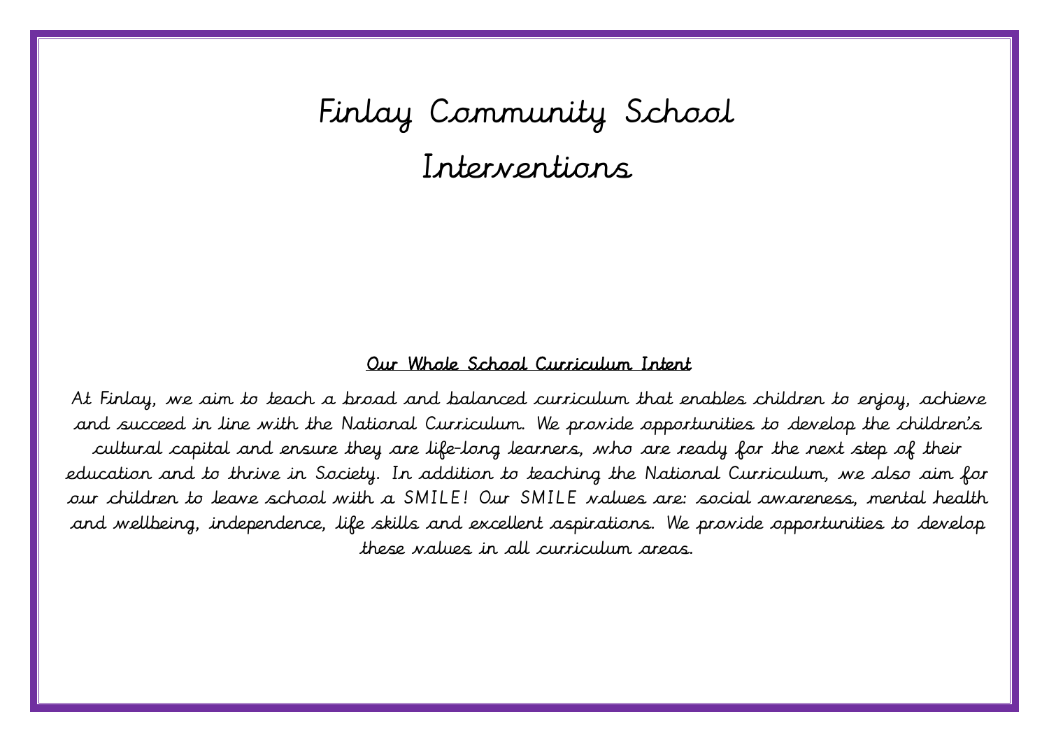# Finlay Community School

# Interventions

## Our Whole School Curriculum Intent

At Finlay, we aim to teach a broad and balanced curriculum that enables children to enjoy, achieve and succeed in line with the National Curriculum. We provide opportunities to develop the children's cultural capital and ensure they are life-long learners, who are ready for the next step of their education and to thrive in Society. In addition to teaching the National Curriculum, we also aim for our children to leave school with a SMILE! Our SMILE values are: social awareness, mental health and wellbeing, independence, life skills and excellent aspirations. We provide opportunities to develop these values in all curriculum areas.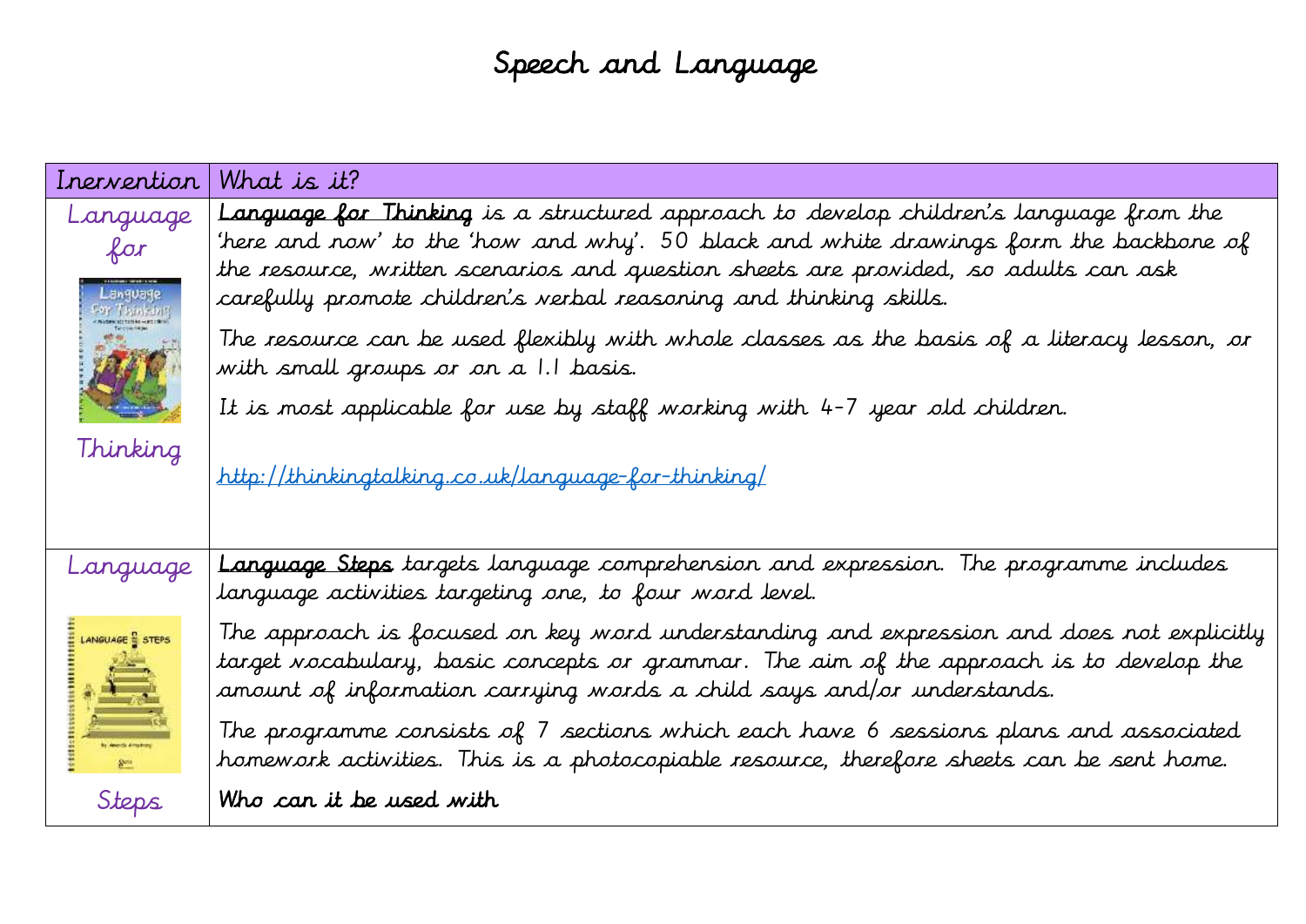# Speech and Language

| Inervention | What is it? |
|---|---|
| Language for Thinking | **Language for Thinking** is a structured approach to develop children's language from the 'here and now' to the 'how and why'. 50 black and white drawings form the backbone of the resource, written scenarios and question sheets are provided, so adults can ask carefully promote children's verbal reasoning and thinking skills.<br><br>The resource can be used flexibly with whole classes as the basis of a literacy lesson, or with small groups or on a 1.1 basis.<br><br>It is most applicable for use by staff working with 4-7 year old children.<br><br>http://thinkingtalking.co.uk/language-for-thinking/ |
| Language Steps | **Language Steps** targets language comprehension and expression. The programme includes language activities targeting one, to four word level.<br><br>The approach is focused on key word understanding and expression and does not explicitly target vocabulary, basic concepts or grammar. The aim of the approach is to develop the amount of information carrying words a child says and/or understands.<br><br>The programme consists of 7 sections which each have 6 sessions plans and associated homework activities. This is a photocopiable resource, therefore sheets can be sent home.<br><br>**Who can it be used with** |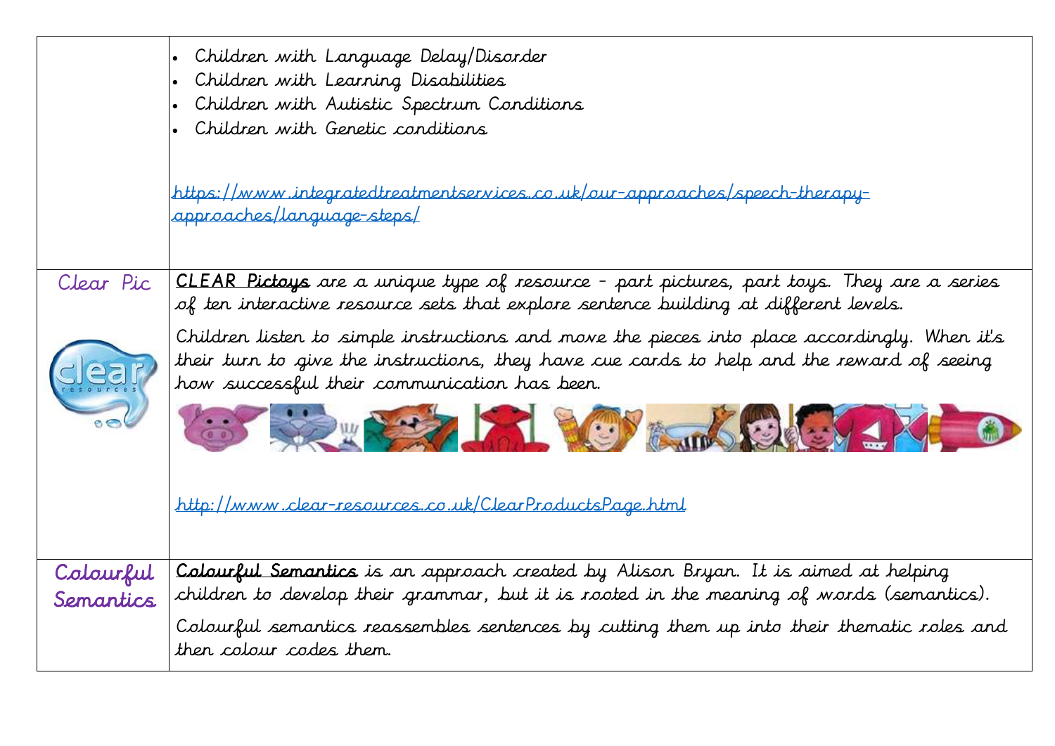| | |
|---|---|
| | • Children with Language Delay/Disorder<br>• Children with Learning Disabilities<br>• Children with Autistic Spectrum Conditions<br>• Children with Genetic conditions<br><br>https://www.integratedtreatmentservices.co.uk/our-approaches/speech-therapy-approaches/language-steps/ |
| Clear Pic | **CLEAR Pictoys** are a unique type of resource – part pictures, part toys. They are a series of ten interactive resource sets that explore sentence building at different levels.<br><br>Children listen to simple instructions and move the pieces into place accordingly. When it's their turn to give the instructions, they have cue cards to help and the reward of seeing how successful their communication has been.<br><br>http://www.clear-resources.co.uk/ClearProductsPage.html |
| Colourful Semantics | **Colourful Semantics** is an approach created by Alison Bryan. It is aimed at helping children to develop their grammar, but it is rooted in the meaning of words (semantics).<br><br>Colourful semantics reassembles sentences by cutting them up into their thematic roles and then colour codes them. |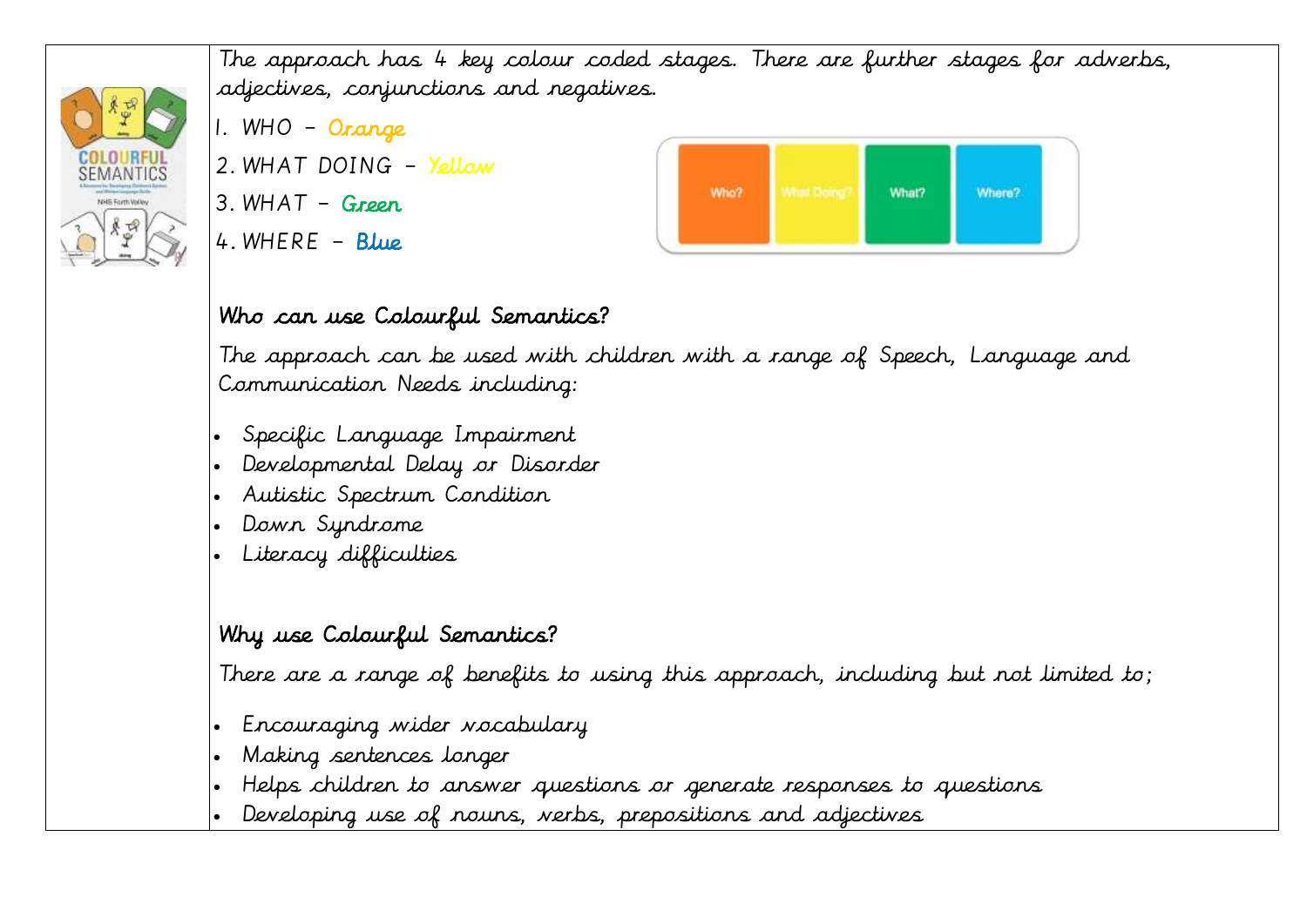The approach has 4 key colour coded stages. There are further stages for adverbs, adjectives, conjunctions and negatives.

1. WHO – Orange
2. WHAT DOING – Yellow
3. WHAT – Green
4. WHERE – Blue

Who? What Doing? What? Where?

## Who can use Colourful Semantics?

The approach can be used with children with a range of Speech, Language and Communication Needs including:

- Specific Language Impairment
- Developmental Delay or Disorder
- Autistic Spectrum Condition
- Down Syndrome
- Literacy difficulties

## Why use Colourful Semantics?

There are a range of benefits to using this approach, including but not limited to;

- Encouraging wider vocabulary
- Making sentences longer
- Helps children to answer questions or generate responses to questions
- Developing use of nouns, verbs, prepositions and adjectives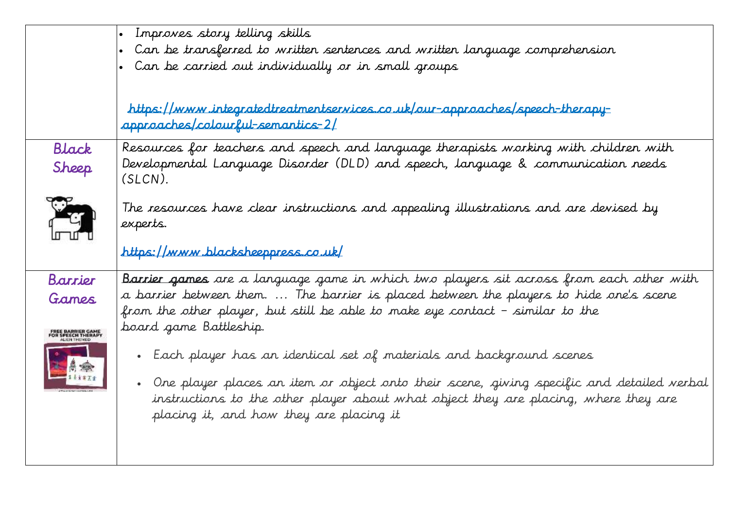| | |
|---|---|
| | • Improves story telling skills<br>• Can be transferred to written sentences and written language comprehension<br>• Can be carried out individually or in small groups<br><br>[https://www.integratedtreatmentservices.co.uk/our-approaches/speech-therapy-approaches/colourful-semantics-2/](https://www.integratedtreatmentservices.co.uk/our-approaches/speech-therapy-approaches/colourful-semantics-2/) |
| Black Sheep | Resources for teachers and speech and language therapists working with children with Developmental Language Disorder (DLD) and speech, language & communication needs (SLCN).<br><br>The resources have clear instructions and appealing illustrations and are devised by experts.<br><br>[https://www.blacksheeppress.co.uk/](https://www.blacksheeppress.co.uk/) |
| Barrier Games | **Barrier games** are a language game in which two players sit across from each other with a barrier between them. ... The barrier is placed between the players to hide one's scene from the other player, but still be able to make eye contact – similar to the board game Battleship.<br><br>• Each player has an identical set of materials and background scenes<br>• One player places an item or object onto their scene, giving specific and detailed verbal instructions to the other player about what object they are placing, where they are placing it, and how they are placing it |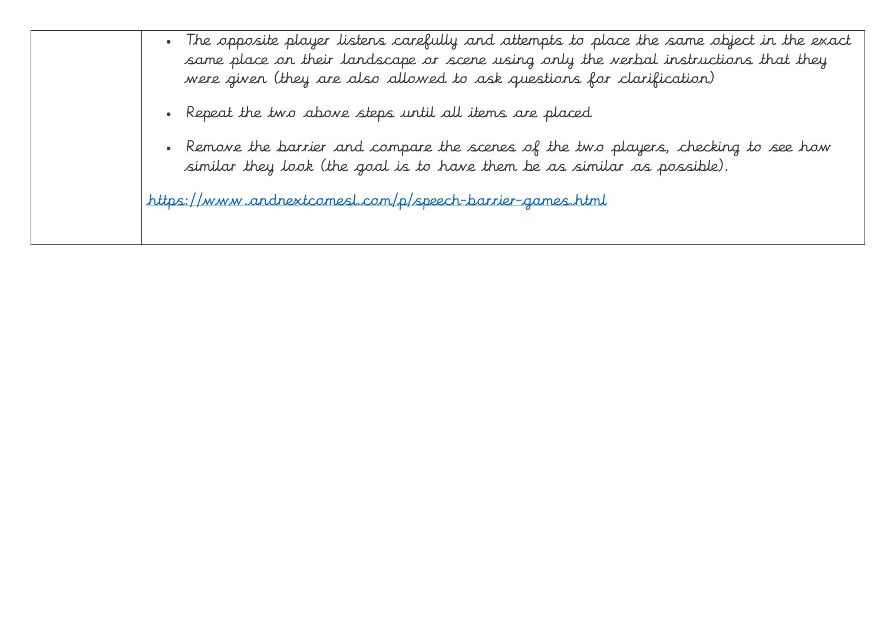| | |
|---|---|
| | <ul><li>The opposite player listens carefully and attempts to place the same object in the exact same place on their landscape or scene using only the verbal instructions that they were given (they are also allowed to ask questions for clarification)</li><li>Repeat the two above steps until all items are placed</li><li>Remove the barrier and compare the scenes of the two players, checking to see how similar they look (the goal is to have them be as similar as possible).</li></ul>https://www.andnextcomesl.com/p/speech-barrier-games.html |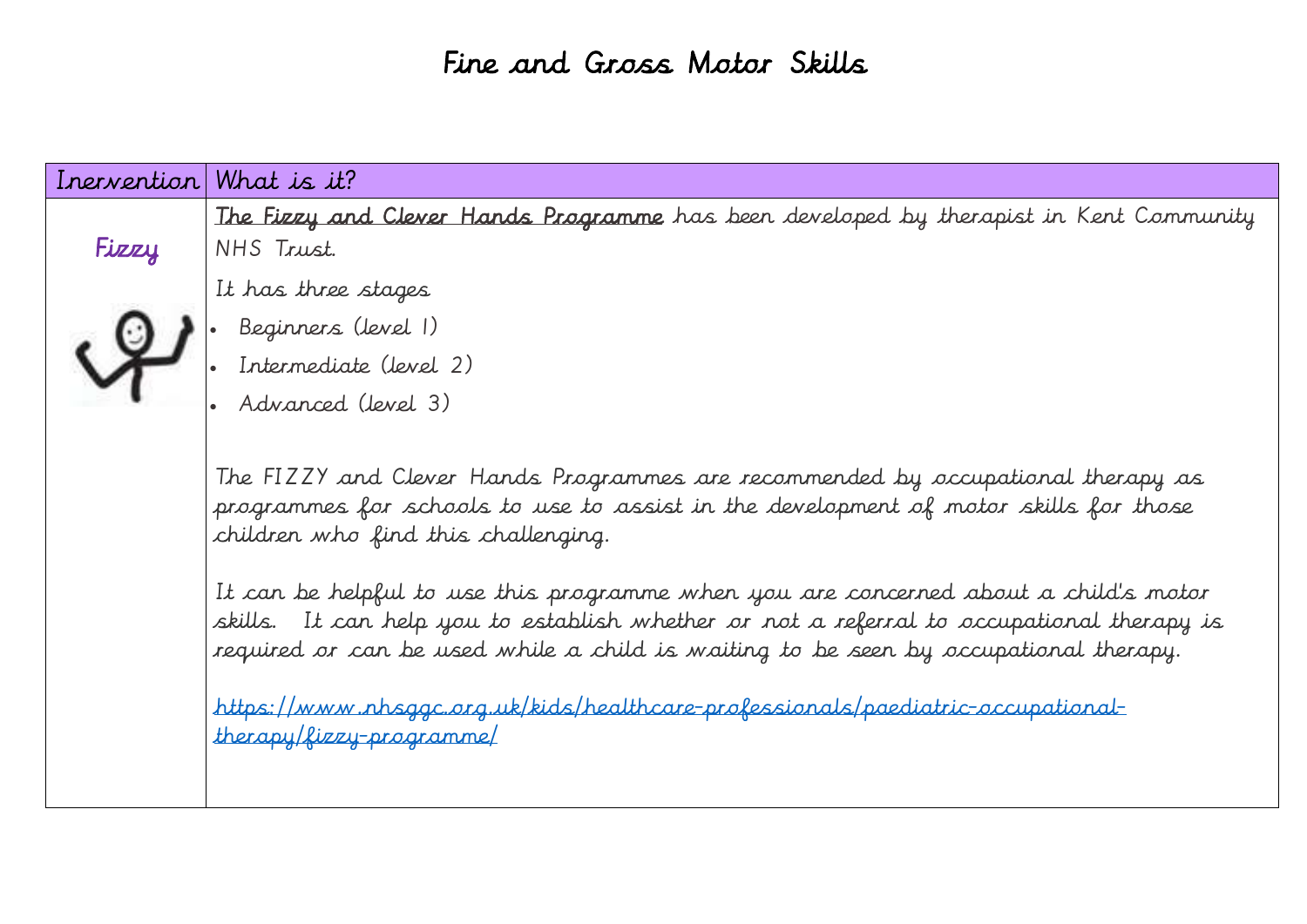# Fine and Gross Motor Skills

| Inervention | What is it? |
|---|---|
| Fizzy | <u>**The Fizzy and Clever Hands Programme**</u> has been developed by therapist in Kent Community NHS Trust.<br><br>It has three stages<br><br>• Beginners (level 1)<br>• Intermediate (level 2)<br>• Advanced (level 3)<br><br>The FIZZY and Clever Hands Programmes are recommended by occupational therapy as programmes for schools to use to assist in the development of motor skills for those children who find this challenging.<br><br>It can be helpful to use this programme when you are concerned about a child's motor skills. It can help you to establish whether or not a referral to occupational therapy is required or can be used while a child is waiting to be seen by occupational therapy.<br><br>https://www.nhsggc.org.uk/kids/healthcare-professionals/paediatric-occupational-therapy/fizzy-programme/ |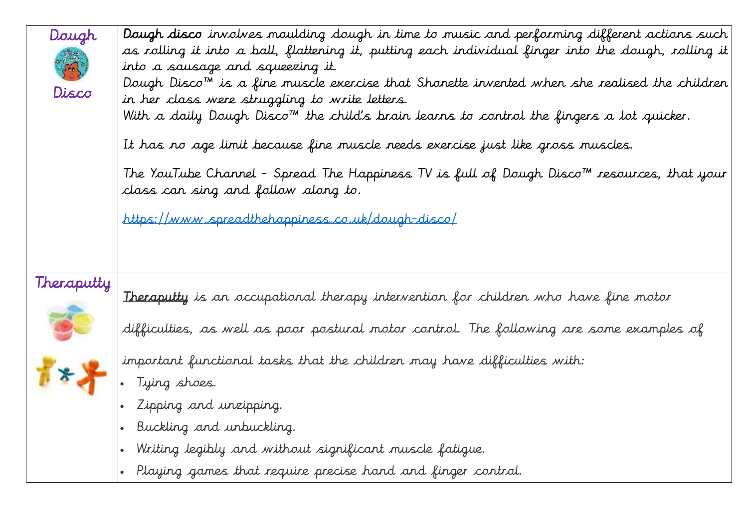| | |
|---|---|
| Dough Disco | **Dough disco** involves moulding dough in time to music and performing different actions such as rolling it into a ball, flattening it, putting each individual finger into the dough, rolling it into a sausage and squeezing it.<br>Dough Disco™ is a fine muscle exercise that Shonette invented when she realised the children in her class were struggling to write letters.<br>With a daily Dough Disco™ the child's brain learns to control the fingers a lot quicker.<br><br>It has no age limit because fine muscle needs exercise just like gross muscles.<br><br>The YouTube Channel - Spread The Happiness TV is full of Dough Disco™ resources, that your class can sing and follow along to.<br><br>https://www.spreadthehappiness.co.uk/dough-disco/ |
| Theraputty | **Theraputty** is an occupational therapy intervention for children who have fine motor difficulties, as well as poor postural motor control. The following are some examples of important functional tasks that the children may have difficulties with:<br>• Tying shoes.<br>• Zipping and unzipping.<br>• Buckling and unbuckling.<br>• Writing legibly and without significant muscle fatigue.<br>• Playing games that require precise hand and finger control. |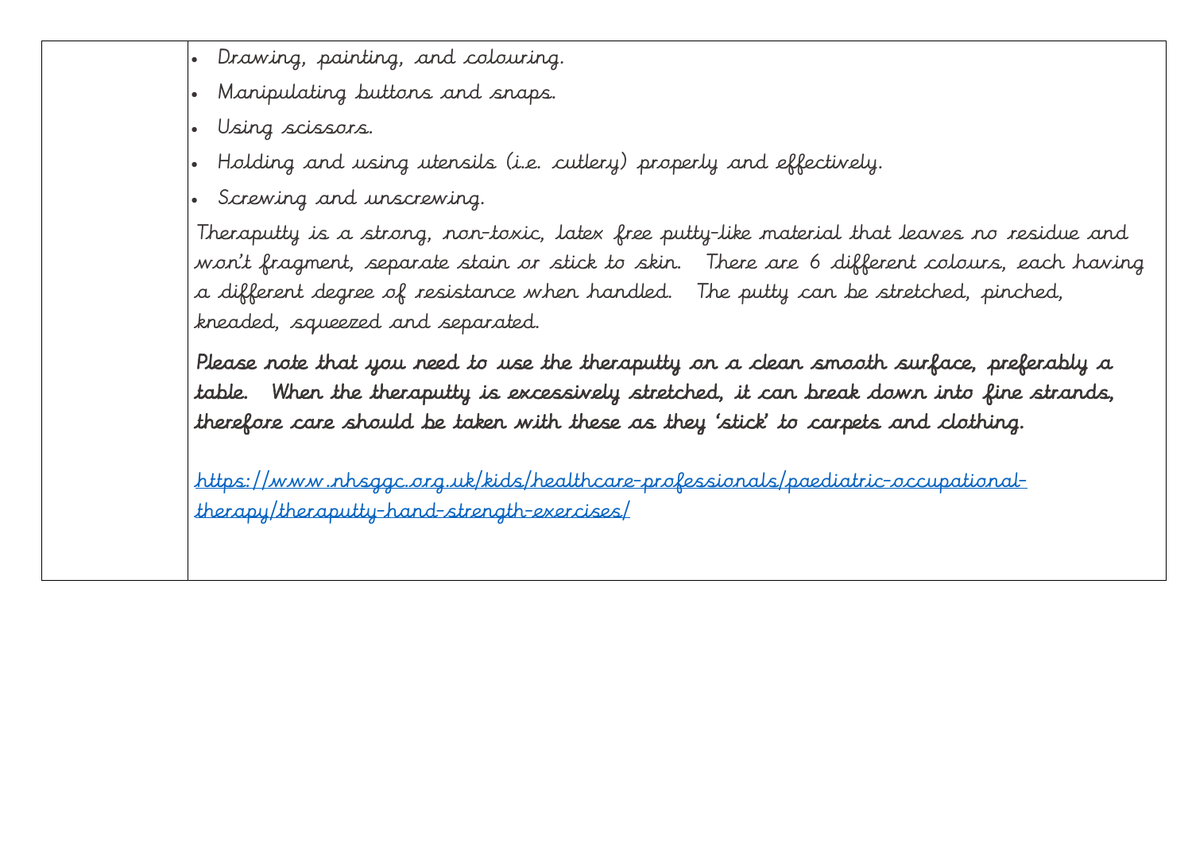| | |
|---|---|
| | • Drawing, painting, and colouring.<br>• Manipulating buttons and snaps.<br>• Using scissors.<br>• Holding and using utensils (i.e. cutlery) properly and effectively.<br>• Screwing and unscrewing.<br><br>Theraputty is a strong, non-toxic, latex free putty-like material that leaves no residue and won't fragment, separate stain or stick to skin. There are 6 different colours, each having a different degree of resistance when handled. The putty can be stretched, pinched, kneaded, squeezed and separated.<br><br>**Please note that you need to use the theraputty on a clean smooth surface, preferably a table. When the theraputty is excessively stretched, it can break down into fine strands, therefore care should be taken with these as they 'stick' to carpets and clothing.**<br><br>https://www.nhsggc.org.uk/kids/healthcare-professionals/paediatric-occupational-therapy/theraputty-hand-strength-exercises/ |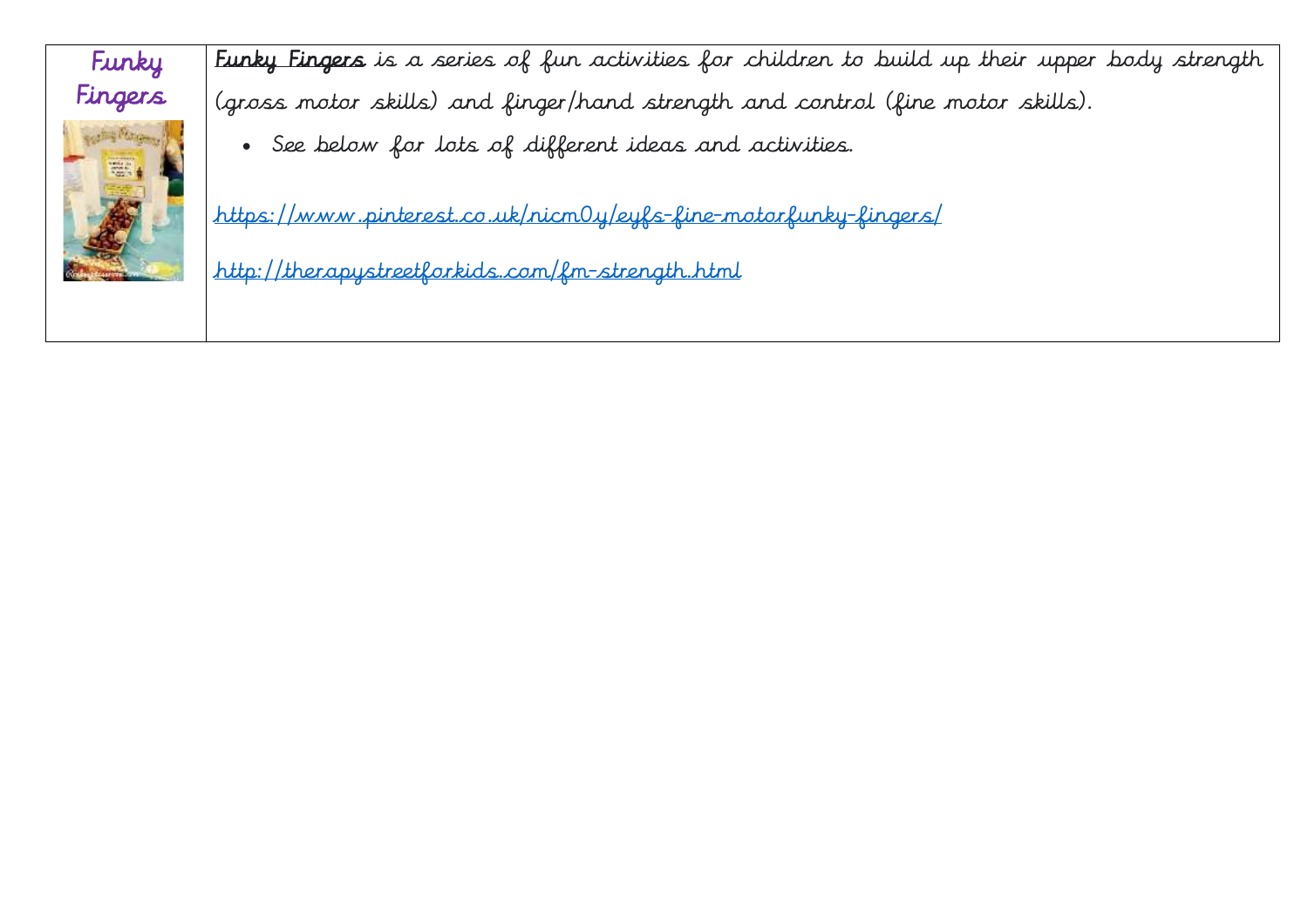| | |
|---|---|
| Funky Fingers | **Funky Fingers** is a series of fun activities for children to build up their upper body strength (gross motor skills) and finger/hand strength and control (fine motor skills).<br><br>• See below for lots of different ideas and activities.<br><br>https://www.pinterest.co.uk/nicm0y/eyfs-fine-motorfunky-fingers/<br><br>http://therapystreetforkids.com/fm-strength.html |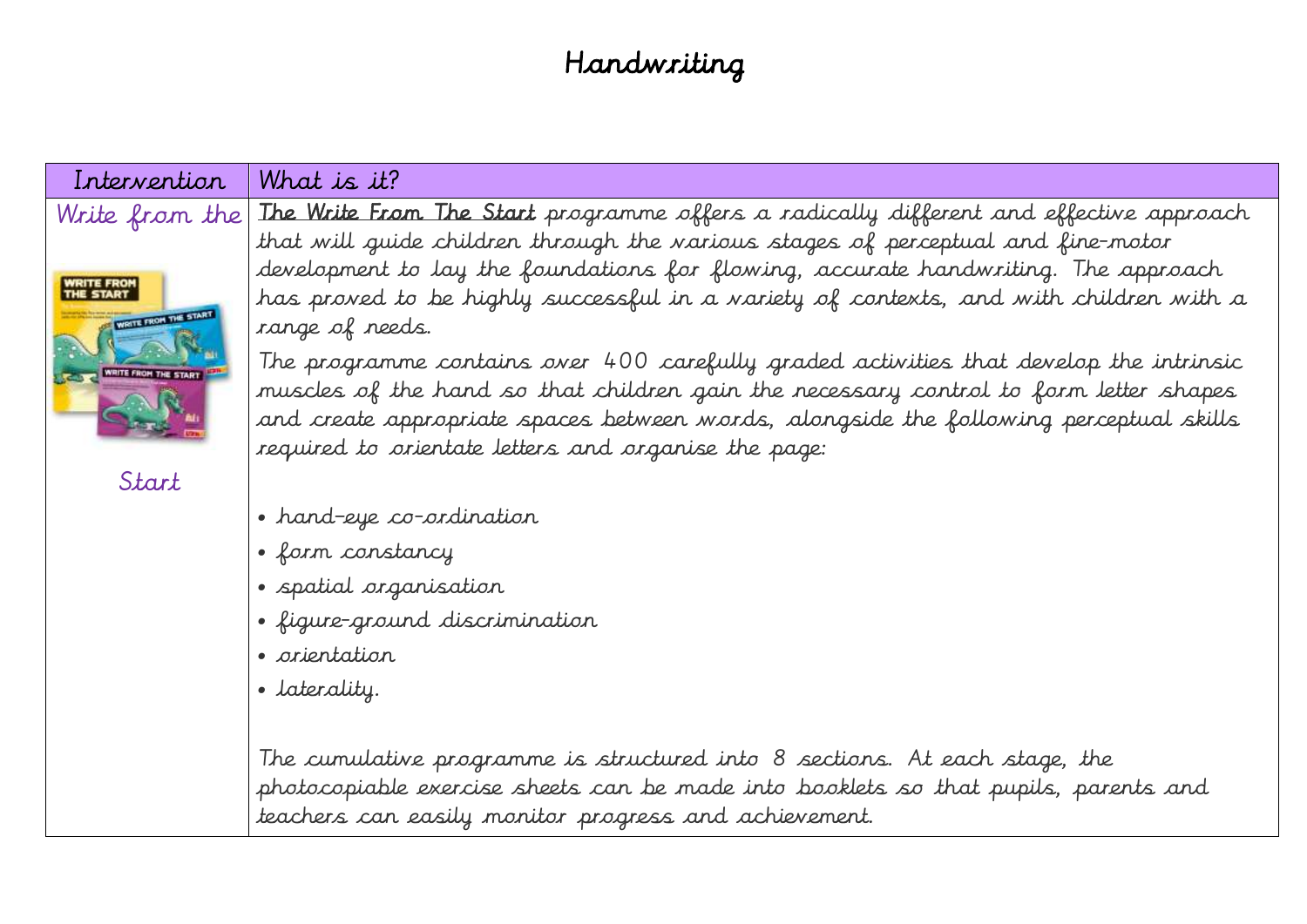# Handwriting

| Intervention | What is it? |
| --- | --- |
| Write from the Start | <u>The Write From The Start</u> programme offers a radically different and effective approach that will guide children through the various stages of perceptual and fine-motor development to lay the foundations for flowing, accurate handwriting. The approach has proved to be highly successful in a variety of contexts, and with children with a range of needs.<br><br>The programme contains over 400 carefully graded activities that develop the intrinsic muscles of the hand so that children gain the necessary control to form letter shapes and create appropriate spaces between words, alongside the following perceptual skills required to orientate letters and organise the page:<br><br>• hand-eye co-ordination<br>• form constancy<br>• spatial organisation<br>• figure-ground discrimination<br>• orientation<br>• laterality.<br><br>The cumulative programme is structured into 8 sections. At each stage, the photocopiable exercise sheets can be made into booklets so that pupils, parents and teachers can easily monitor progress and achievement. |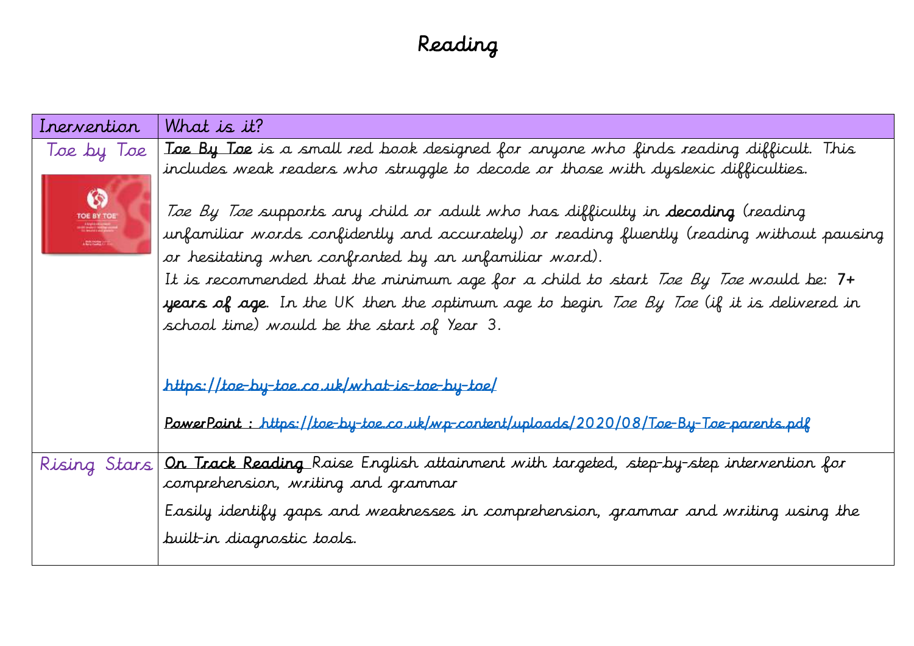# Reading

| Inervention | What is it? |
|---|---|
| Toe by Toe | **Toe By Toe** is a small red book designed for anyone who finds reading difficult. This includes weak readers who struggle to decode or those with dyslexic difficulties.<br><br>*Toe By Toe* supports any child or adult who has difficulty in **decoding** (reading unfamiliar words confidently and accurately) or reading fluently (reading without pausing or hesitating when confronted by an unfamiliar word).<br>It is recommended that the minimum age for a child to start *Toe By Toe* would be: **7+ years of age**. In the UK then the optimum age to begin *Toe By Toe* (if it is delivered in school time) would be the start of Year 3.<br><br>https://toe-by-toe.co.uk/what-is-toe-by-toe/<br><br>**PowerPoint :** https://toe-by-toe.co.uk/wp-content/uploads/2020/08/Toe-By-Toe-parents.pdf |
| Rising Stars | **On Track Reading** Raise English attainment with targeted, step-by-step intervention for comprehension, writing and grammar<br>Easily identify gaps and weaknesses in comprehension, grammar and writing using the built-in diagnostic tools. |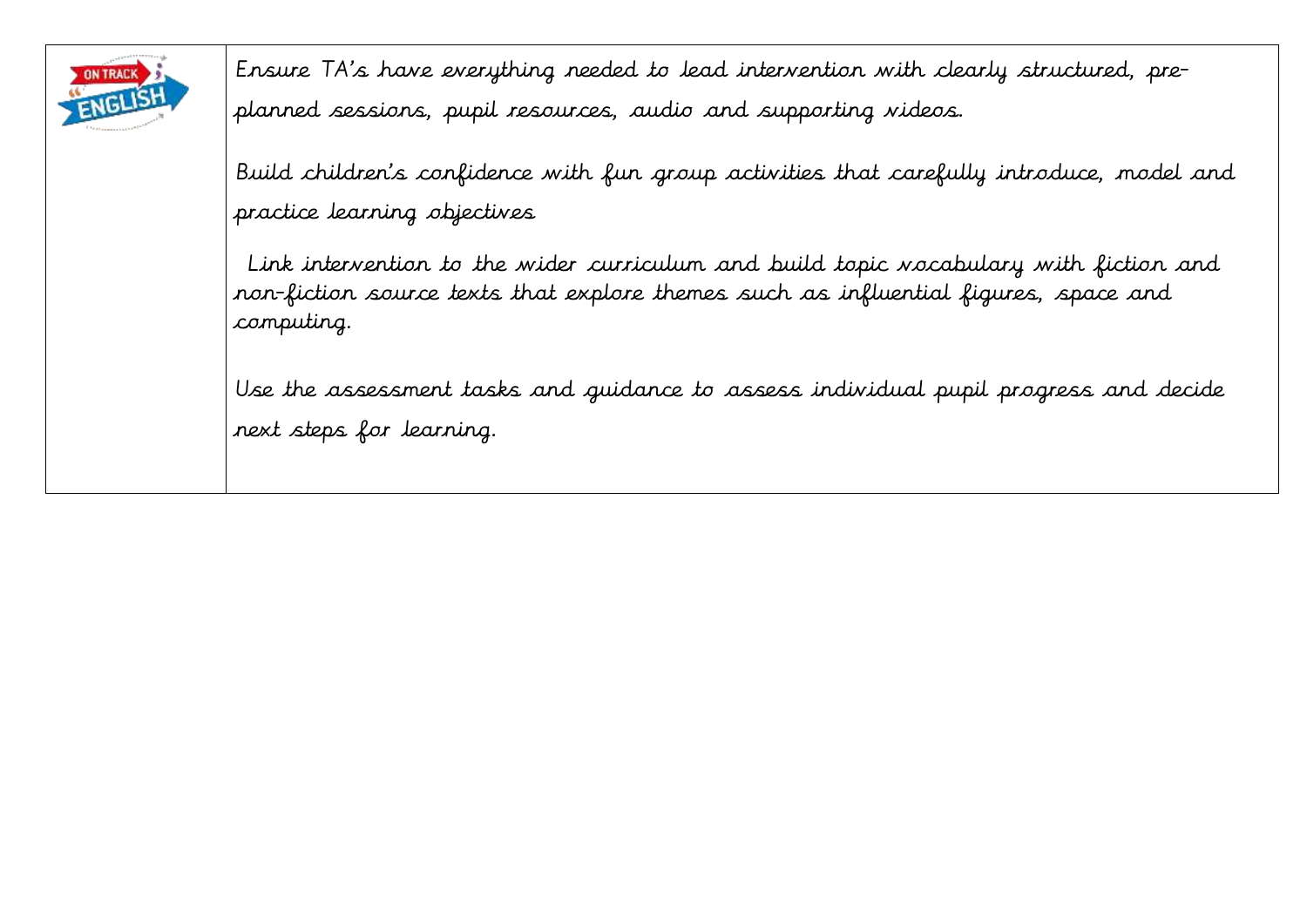| | |
|---|---|
| ON TRACK ENGLISH | Ensure TA's have everything needed to lead intervention with clearly structured, pre-planned sessions, pupil resources, audio and supporting videos.<br><br>Build children's confidence with fun group activities that carefully introduce, model and practice learning objectives<br><br>Link intervention to the wider curriculum and build topic vocabulary with fiction and non-fiction source texts that explore themes such as influential figures, space and computing.<br><br>Use the assessment tasks and guidance to assess individual pupil progress and decide next steps for learning. |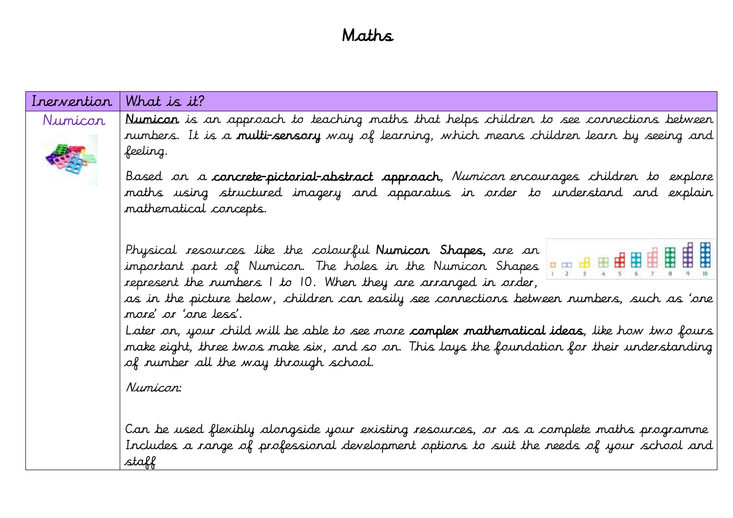# Maths

| Inervention | What is it? |
|---|---|
| Numicon | **Numicon** is an approach to teaching maths that helps children to see connections between numbers. It is a **multi-sensory** way of learning, which means children learn by seeing and feeling.<br><br>Based on a **concrete-pictorial-abstract approach**, *Numicon* encourages children to explore maths using structured imagery and apparatus in order to understand and explain mathematical concepts.<br><br>Physical resources like the colourful **Numicon Shapes,** are an important part of Numicon. The holes in the Numicon Shapes represent the numbers 1 to 10. When they are arranged in order, as in the picture below, children can easily see connections between numbers, such as 'one more' or 'one less'.<br>Later on, your child will be able to see more **complex mathematical ideas**, like how two fours make eight, three twos make six, and so on. This lays the foundation for their understanding of number all the way through school.<br><br>Numicon:<br><br>Can be used flexibly alongside your existing resources, or as a complete maths programme<br>Includes a range of professional development options to suit the needs of your school and staff |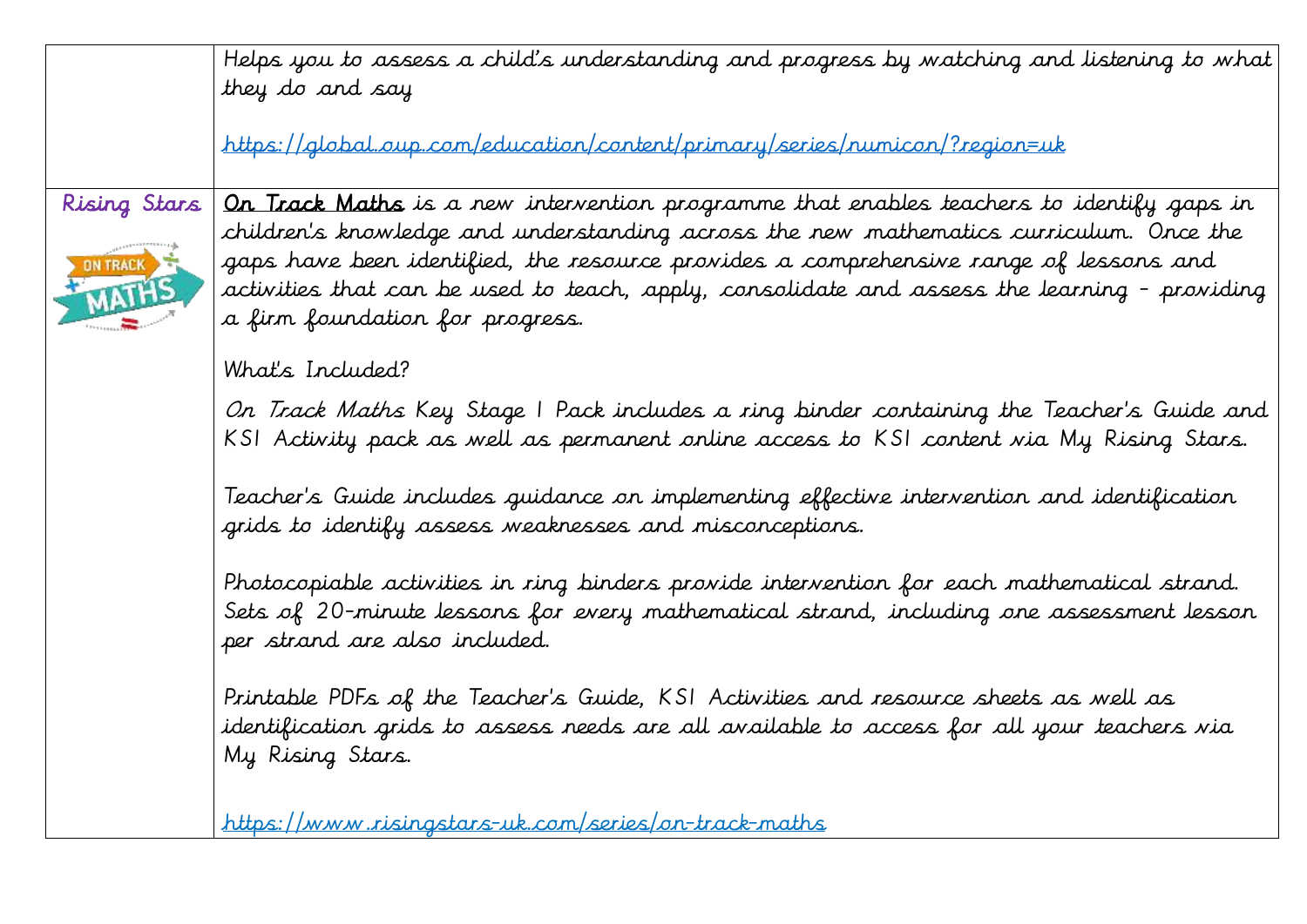| | |
|---|---|
| | Helps you to assess a child's understanding and progress by watching and listening to what they do and say<br><br>https://global.oup.com/education/content/primary/series/numicon/?region=uk |
| Rising Stars | **On Track Maths** is a new intervention programme that enables teachers to identify gaps in children's knowledge and understanding across the new mathematics curriculum. Once the gaps have been identified, the resource provides a comprehensive range of lessons and activities that can be used to teach, apply, consolidate and assess the learning - providing a firm foundation for progress.<br><br>What's Included?<br><br>*On Track Maths* Key Stage 1 Pack includes a ring binder containing the Teacher's Guide and KS1 Activity pack as well as permanent online access to KS1 content via My Rising Stars.<br><br>Teacher's Guide includes guidance on implementing effective intervention and identification grids to identify assess weaknesses and misconceptions.<br><br>Photocopiable activities in ring binders provide intervention for each mathematical strand. Sets of 20-minute lessons for every mathematical strand, including one assessment lesson per strand are also included.<br><br>Printable PDFs of the Teacher's Guide, KS1 Activities and resource sheets as well as identification grids to assess needs are all available to access for all your teachers via My Rising Stars.<br><br>https://www.risingstars-uk.com/series/on-track-maths |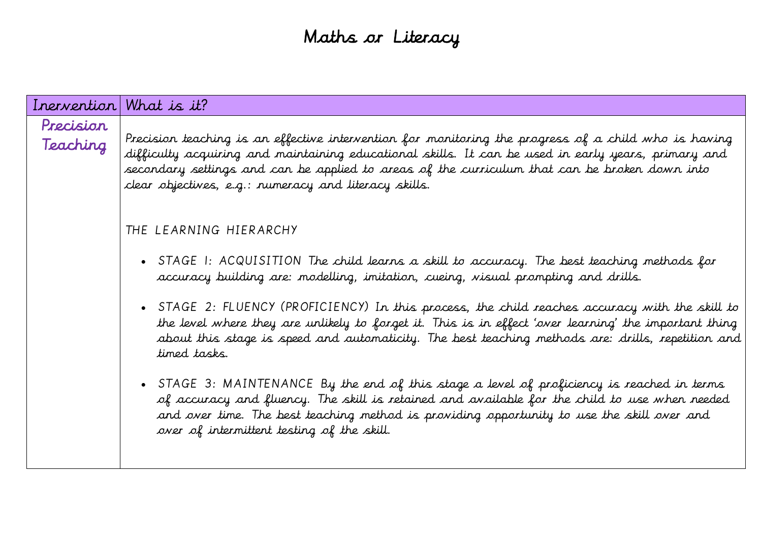# Maths or Literacy

| Inervention | What is it? |
|---|---|
| Precision Teaching | Precision teaching is an effective intervention for monitoring the progress of a child who is having difficulty acquiring and maintaining educational skills. It can be used in early years, primary and secondary settings and can be applied to areas of the curriculum that can be broken down into clear objectives, e.g.: numeracy and literacy skills.<br><br>THE LEARNING HIERARCHY<br><br>• STAGE 1: ACQUISITION The child learns a skill to accuracy. The best teaching methods for accuracy building are: modelling, imitation, cueing, visual prompting and drills.<br><br>• STAGE 2: FLUENCY (PROFICIENCY) In this process, the child reaches accuracy with the skill to the level where they are unlikely to forget it. This is in effect 'over learning' the important thing about this stage is speed and automaticity. The best teaching methods are: drills, repetition and timed tasks.<br><br>• STAGE 3: MAINTENANCE By the end of this stage a level of proficiency is reached in terms of accuracy and fluency. The skill is retained and available for the child to use when needed and over time. The best teaching method is providing opportunity to use the skill over and over of intermittent testing of the skill. |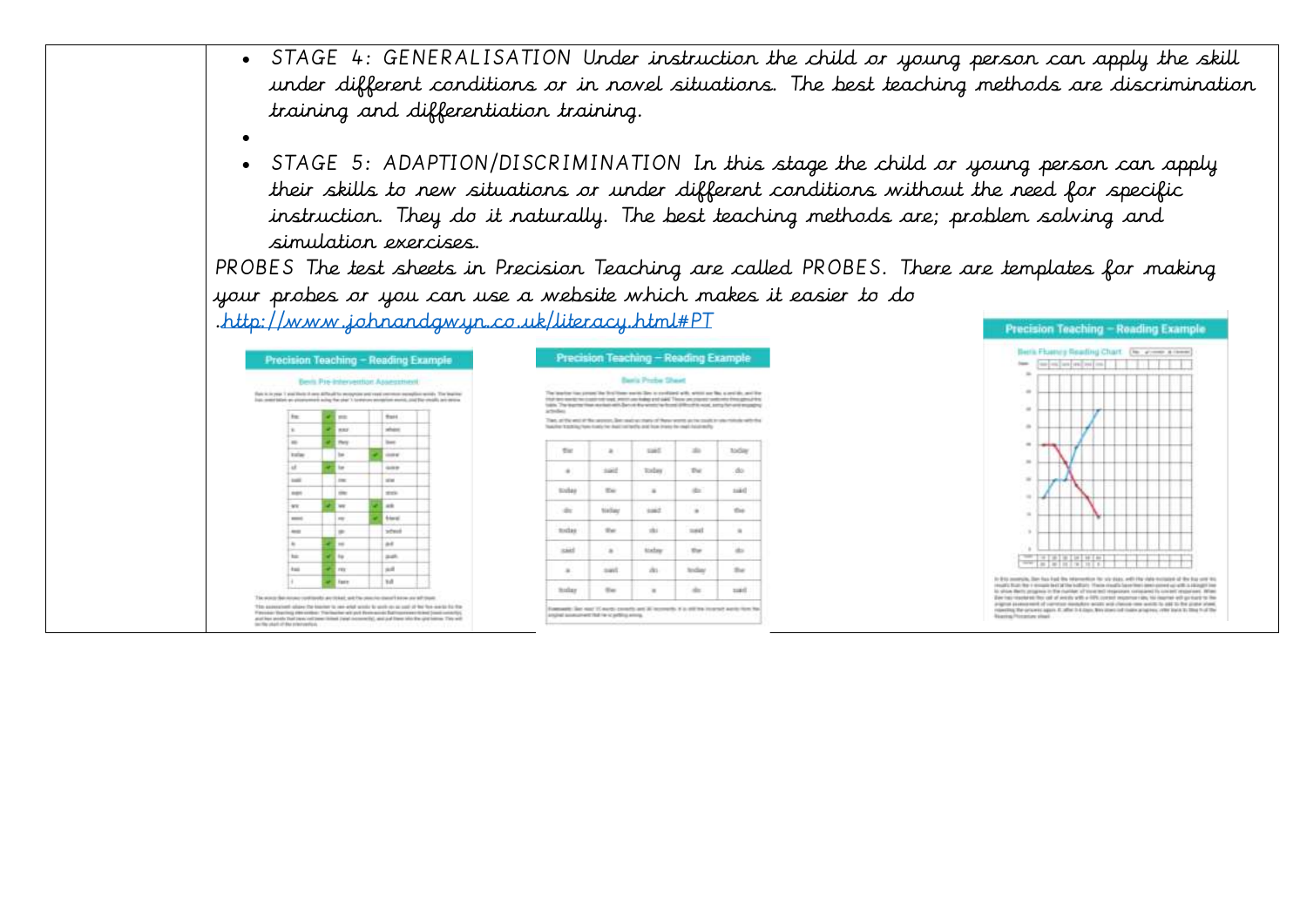- STAGE 4: GENERALISATION Under instruction the child or young person can apply the skill under different conditions or in novel situations. The best teaching methods are discrimination training and differentiation training.
-
- STAGE 5: ADAPTION/DISCRIMINATION In this stage the child or young person can apply their skills to new situations or under different conditions without the need for specific instruction. They do it naturally. The best teaching methods are; problem solving and simulation exercises.

PROBES The test sheets in Precision Teaching are called PROBES. There are templates for making your probes or you can use a website which makes it easier to do .[http://www.johnandgwyn.co.uk/literacy.html#PT](http://www.johnandgwyn.co.uk/literacy.html#PT)

Precision Teaching – Reading Example

Precision Teaching – Reading Example

Precision Teaching – Reading Example